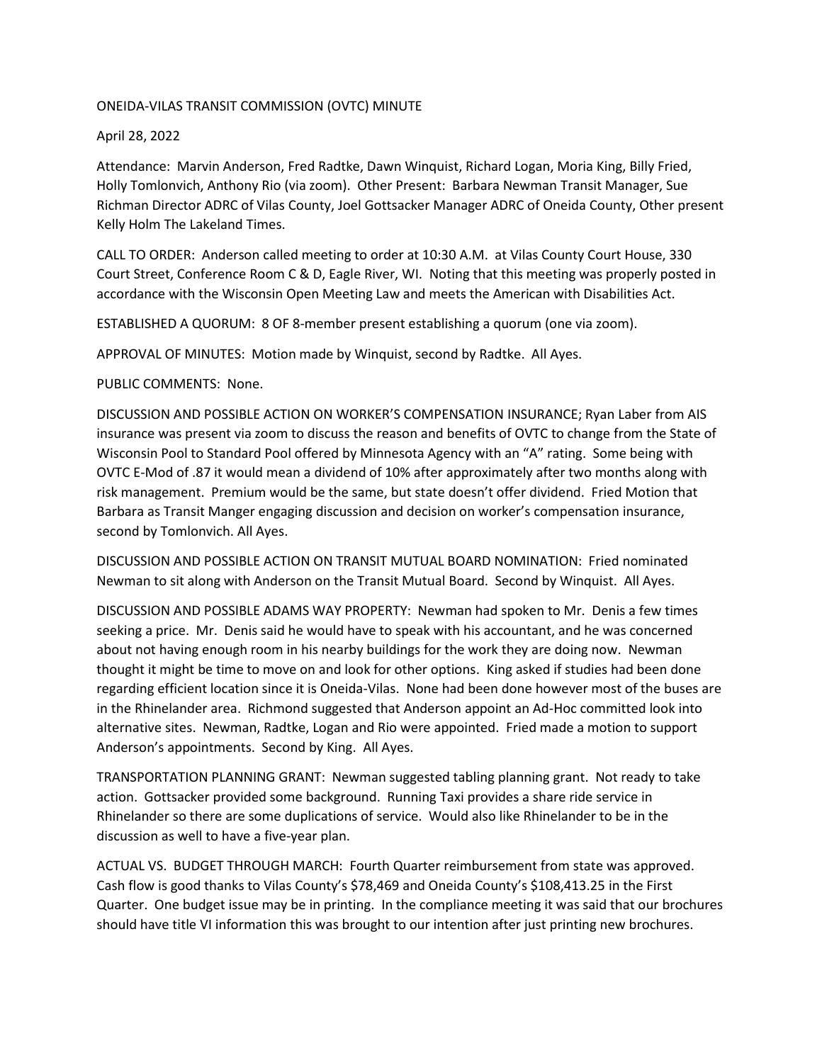ONEIDA-VILAS TRANSIT COMMISSION (OVTC) MINUTE

April 28, 2022

Attendance: Marvin Anderson, Fred Radtke, Dawn Winquist, Richard Logan, Moria King, Billy Fried, Holly Tomlonvich, Anthony Rio (via zoom). Other Present: Barbara Newman Transit Manager, Sue Richman Director ADRC of Vilas County, Joel Gottsacker Manager ADRC of Oneida County, Other present Kelly Holm The Lakeland Times.

CALL TO ORDER: Anderson called meeting to order at 10:30 A.M. at Vilas County Court House, 330 Court Street, Conference Room C & D, Eagle River, WI. Noting that this meeting was properly posted in accordance with the Wisconsin Open Meeting Law and meets the American with Disabilities Act.

ESTABLISHED A QUORUM: 8 OF 8-member present establishing a quorum (one via zoom).

APPROVAL OF MINUTES: Motion made by Winquist, second by Radtke. All Ayes.

PUBLIC COMMENTS: None.

DISCUSSION AND POSSIBLE ACTION ON WORKER'S COMPENSATION INSURANCE; Ryan Laber from AIS insurance was present via zoom to discuss the reason and benefits of OVTC to change from the State of Wisconsin Pool to Standard Pool offered by Minnesota Agency with an "A" rating. Some being with OVTC E-Mod of .87 it would mean a dividend of 10% after approximately after two months along with risk management. Premium would be the same, but state doesn't offer dividend. Fried Motion that Barbara as Transit Manger engaging discussion and decision on worker's compensation insurance, second by Tomlonvich. All Ayes.

DISCUSSION AND POSSIBLE ACTION ON TRANSIT MUTUAL BOARD NOMINATION: Fried nominated Newman to sit along with Anderson on the Transit Mutual Board. Second by Winquist. All Ayes.

DISCUSSION AND POSSIBLE ADAMS WAY PROPERTY: Newman had spoken to Mr. Denis a few times seeking a price. Mr. Denis said he would have to speak with his accountant, and he was concerned about not having enough room in his nearby buildings for the work they are doing now. Newman thought it might be time to move on and look for other options. King asked if studies had been done regarding efficient location since it is Oneida-Vilas. None had been done however most of the buses are in the Rhinelander area. Richmond suggested that Anderson appoint an Ad-Hoc committed look into alternative sites. Newman, Radtke, Logan and Rio were appointed. Fried made a motion to support Anderson's appointments. Second by King. All Ayes.

TRANSPORTATION PLANNING GRANT: Newman suggested tabling planning grant. Not ready to take action. Gottsacker provided some background. Running Taxi provides a share ride service in Rhinelander so there are some duplications of service. Would also like Rhinelander to be in the discussion as well to have a five-year plan.

ACTUAL VS. BUDGET THROUGH MARCH: Fourth Quarter reimbursement from state was approved. Cash flow is good thanks to Vilas County's $78,469 and Oneida County's $108,413.25 in the First Quarter. One budget issue may be in printing. In the compliance meeting it was said that our brochures should have title VI information this was brought to our intention after just printing new brochures.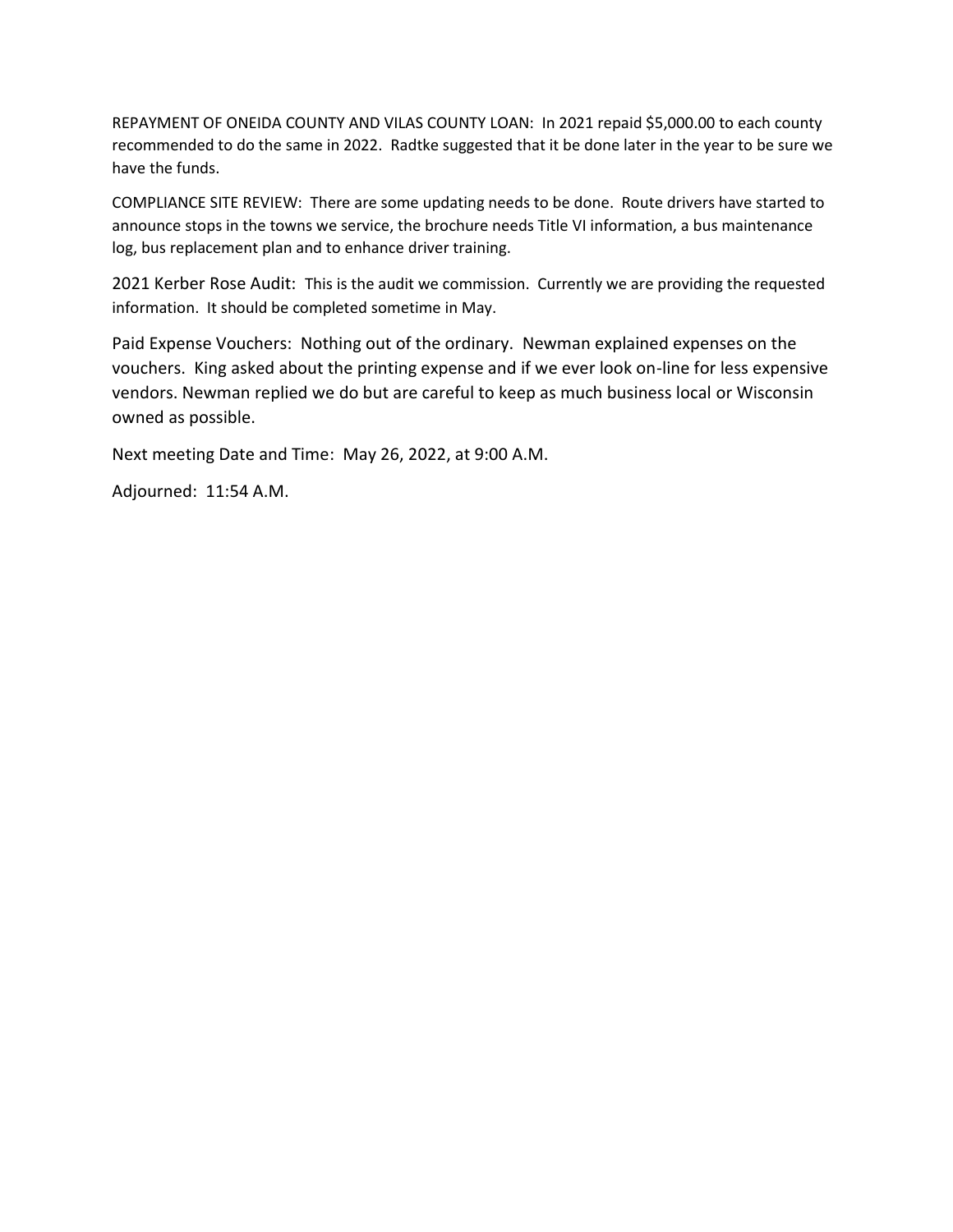REPAYMENT OF ONEIDA COUNTY AND VILAS COUNTY LOAN: In 2021 repaid $5,000.00 to each county recommended to do the same in 2022. Radtke suggested that it be done later in the year to be sure we have the funds.

COMPLIANCE SITE REVIEW: There are some updating needs to be done. Route drivers have started to announce stops in the towns we service, the brochure needs Title VI information, a bus maintenance log, bus replacement plan and to enhance driver training.

2021 Kerber Rose Audit: This is the audit we commission. Currently we are providing the requested information. It should be completed sometime in May.

Paid Expense Vouchers: Nothing out of the ordinary. Newman explained expenses on the vouchers. King asked about the printing expense and if we ever look on-line for less expensive vendors. Newman replied we do but are careful to keep as much business local or Wisconsin owned as possible.

Next meeting Date and Time: May 26, 2022, at 9:00 A.M.

Adjourned: 11:54 A.M.